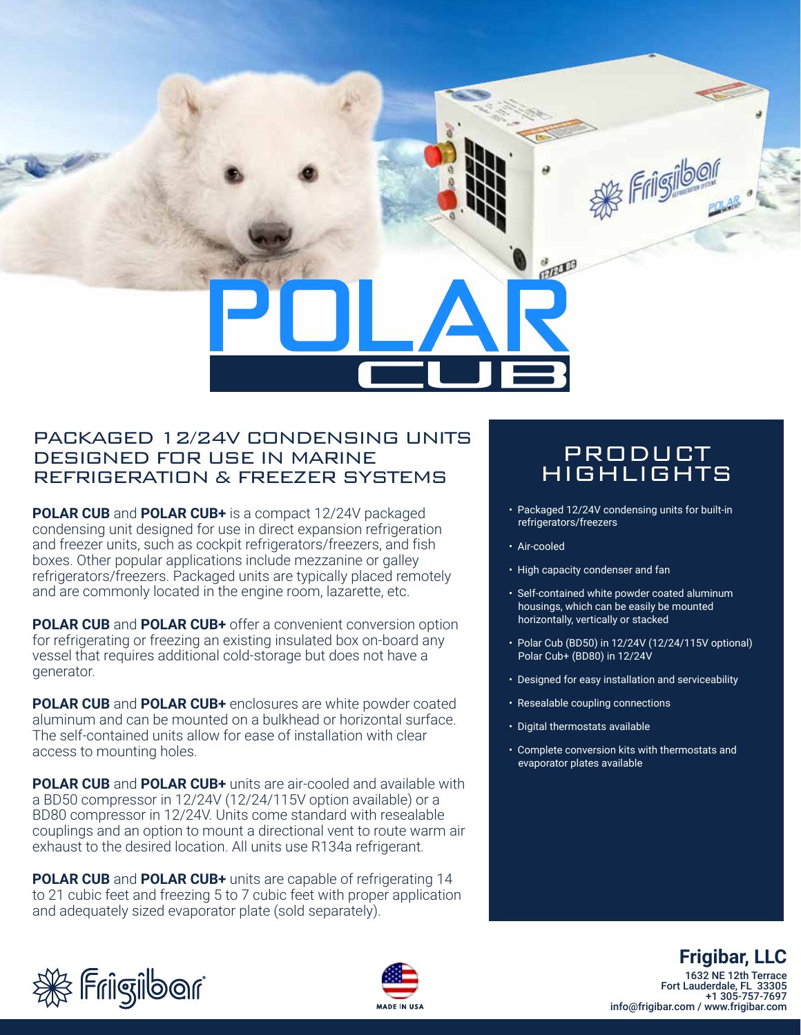# POLAR CUB

## PACKAGED 12/24V CONDENSING UNITS DESIGNED FOR USE IN MARINE REFRIGERATION & FREEZER SYSTEMS

**POLAR CUB** and **POLAR CUB+** is a compact 12/24V packaged condensing unit designed for use in direct expansion refrigeration and freezer units, such as cockpit refrigerators/freezers, and fish boxes. Other popular applications include mezzanine or galley refrigerators/freezers. Packaged units are typically placed remotely and are commonly located in the engine room, lazarette, etc.

**POLAR CUB** and **POLAR CUB+** offer a convenient conversion option for refrigerating or freezing an existing insulated box on-board any vessel that requires additional cold-storage but does not have a generator.

**POLAR CUB** and **POLAR CUB+** enclosures are white powder coated aluminum and can be mounted on a bulkhead or horizontal surface. The self-contained units allow for ease of installation with clear access to mounting holes.

**POLAR CUB** and **POLAR CUB+** units are air-cooled and available with a BD50 compressor in 12/24V (12/24/115V option available) or a BD80 compressor in 12/24V. Units come standard with resealable couplings and an option to mount a directional vent to route warm air exhaust to the desired location. All units use R134a refrigerant.

**POLAR CUB** and **POLAR CUB+** units are capable of refrigerating 14 to 21 cubic feet and freezing 5 to 7 cubic feet with proper application and adequately sized evaporator plate (sold separately).

## PRODUCT HIGHLIGHTS

- Packaged 12/24V condensing units for built-in refrigerators/freezers
- Air-cooled
- High capacity condenser and fan
- Self-contained white powder coated aluminum housings, which can be easily be mounted horizontally, vertically or stacked
- Polar Cub (BD50) in 12/24V (12/24/115V optional) Polar Cub+ (BD80) in 12/24V
- Designed for easy installation and serviceability
- Resealable coupling connections
- Digital thermostats available
- Complete conversion kits with thermostats and evaporator plates available

MADE IN USA

**Frigibar, LLC**
1632 NE 12th Terrace
Fort Lauderdale, FL 33305
+1 305-757-7697
info@frigibar.com / www.frigibar.com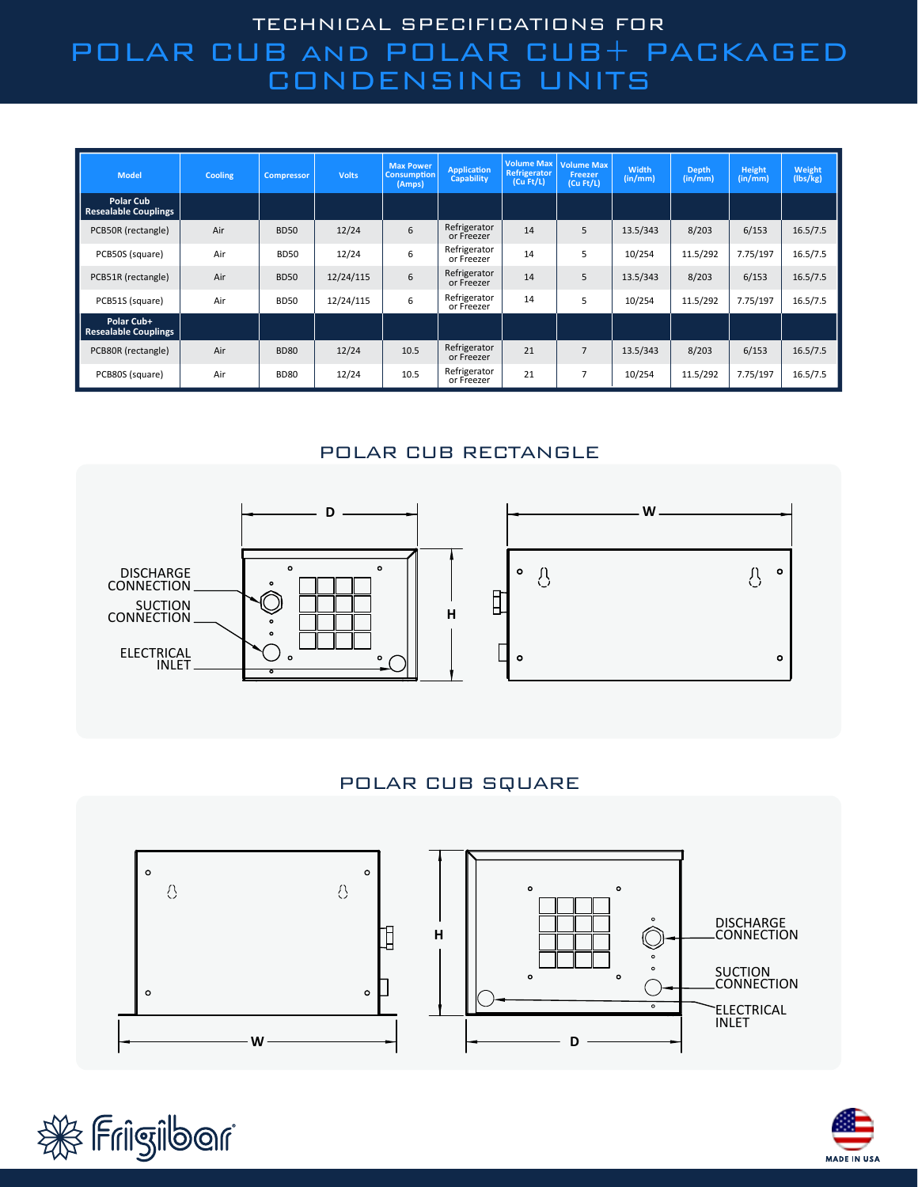# TECHNICAL SPECIFICATIONS FOR
# POLAR CUB AND POLAR CUB+ PACKAGED CONDENSING UNITS

| Model | Cooling | Compressor | Volts | Max Power Consumption (Amps) | Application Capability | Volume Max Refrigerator (Cu Ft/L) | Volume Max Freezer (Cu Ft/L) | Width (in/mm) | Depth (in/mm) | Height (in/mm) | Weight (lbs/kg) |
|---|---|---|---|---|---|---|---|---|---|---|---|
| **Polar Cub Resealable Couplings** | | | | | | | | | | | |
| PCB50R (rectangle) | Air | BD50 | 12/24 | 6 | Refrigerator or Freezer | 14 | 5 | 13.5/343 | 8/203 | 6/153 | 16.5/7.5 |
| PCB50S (square) | Air | BD50 | 12/24 | 6 | Refrigerator or Freezer | 14 | 5 | 10/254 | 11.5/292 | 7.75/197 | 16.5/7.5 |
| PCB51R (rectangle) | Air | BD50 | 12/24/115 | 6 | Refrigerator or Freezer | 14 | 5 | 13.5/343 | 8/203 | 6/153 | 16.5/7.5 |
| PCB51S (square) | Air | BD50 | 12/24/115 | 6 | Refrigerator or Freezer | 14 | 5 | 10/254 | 11.5/292 | 7.75/197 | 16.5/7.5 |
| **Polar Cub+ Resealable Couplings** | | | | | | | | | | | |
| PCB80R (rectangle) | Air | BD80 | 12/24 | 10.5 | Refrigerator or Freezer | 21 | 7 | 13.5/343 | 8/203 | 6/153 | 16.5/7.5 |
| PCB80S (square) | Air | BD80 | 12/24 | 10.5 | Refrigerator or Freezer | 21 | 7 | 10/254 | 11.5/292 | 7.75/197 | 16.5/7.5 |

## POLAR CUB RECTANGLE

D

H

W

DISCHARGE CONNECTION

SUCTION CONNECTION

ELECTRICAL INLET

## POLAR CUB SQUARE

W

H

D

DISCHARGE CONNECTION

SUCTION CONNECTION

ELECTRICAL INLET

Frigibar

MADE IN USA